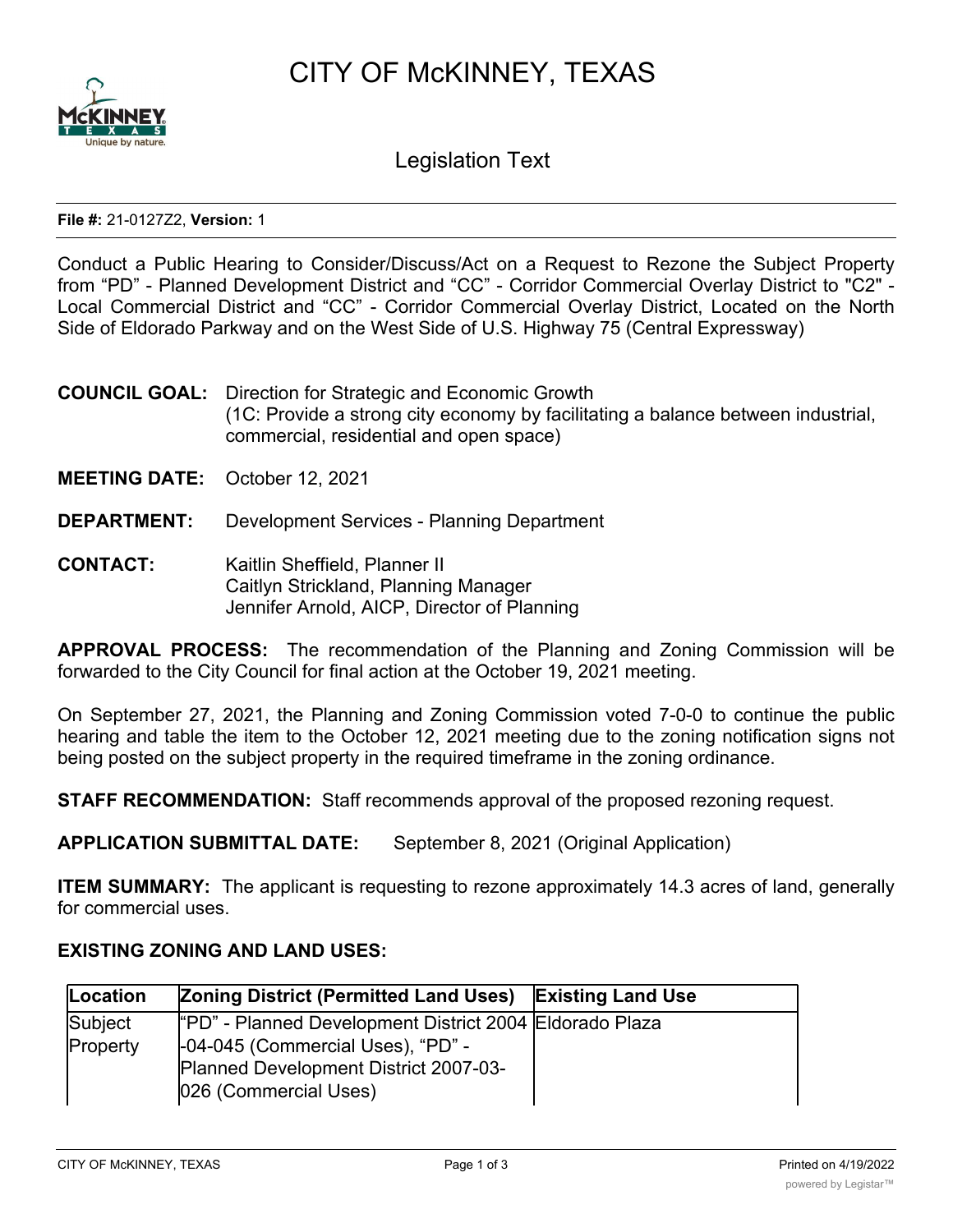# CITY OF McKINNEY, TEXAS

## Legislation Text

**File #:** 21-0127Z2, **Version:** 1

Conduct a Public Hearing to Consider/Discuss/Act on a Request to Rezone the Subject Property from “PD” - Planned Development District and “CC” - Corridor Commercial Overlay District to "C2" - Local Commercial District and “CC” - Corridor Commercial Overlay District, Located on the North Side of Eldorado Parkway and on the West Side of U.S. Highway 75 (Central Expressway)

**COUNCIL GOAL:** Direction for Strategic and Economic Growth
(1C: Provide a strong city economy by facilitating a balance between industrial, commercial, residential and open space)

**MEETING DATE:** October 12, 2021

**DEPARTMENT:** Development Services - Planning Department

**CONTACT:** Kaitlin Sheffield, Planner II
Caitlyn Strickland, Planning Manager
Jennifer Arnold, AICP, Director of Planning

**APPROVAL PROCESS:** The recommendation of the Planning and Zoning Commission will be forwarded to the City Council for final action at the October 19, 2021 meeting.

On September 27, 2021, the Planning and Zoning Commission voted 7-0-0 to continue the public hearing and table the item to the October 12, 2021 meeting due to the zoning notification signs not being posted on the subject property in the required timeframe in the zoning ordinance.

**STAFF RECOMMENDATION:** Staff recommends approval of the proposed rezoning request.

**APPLICATION SUBMITTAL DATE:** September 8, 2021 (Original Application)

**ITEM SUMMARY:** The applicant is requesting to rezone approximately 14.3 acres of land, generally for commercial uses.

**EXISTING ZONING AND LAND USES:**

| Location | Zoning District (Permitted Land Uses) | Existing Land Use |
|---|---|---|
| Subject Property | “PD” - Planned Development District 2004-04-045 (Commercial Uses), “PD” - Planned Development District 2007-03-026 (Commercial Uses) | Eldorado Plaza |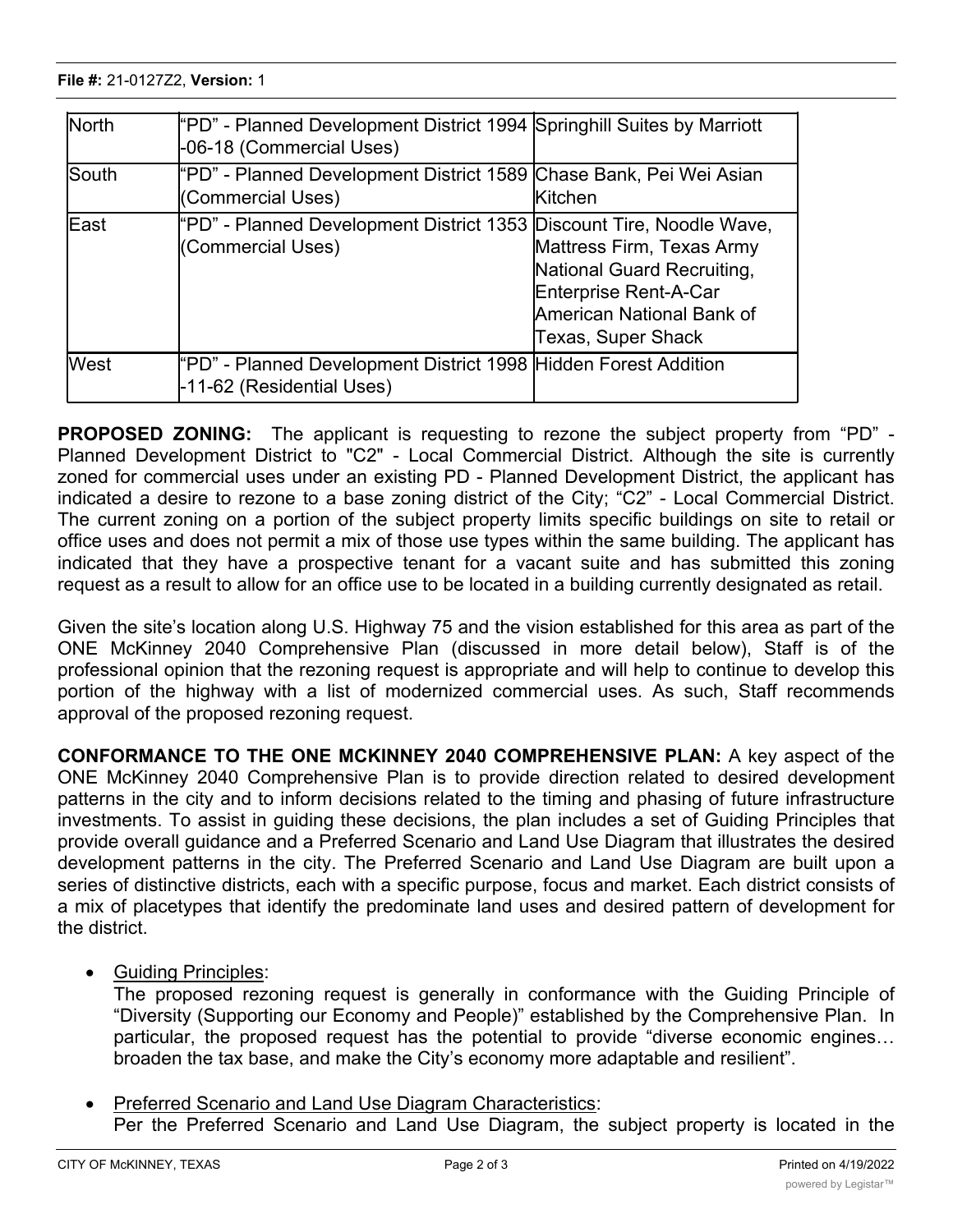| North | "PD" - Planned Development District 1994-06-18 (Commercial Uses) | Springhill Suites by Marriott |
|---|---|---|
| South | "PD" - Planned Development District 1589 (Commercial Uses) | Chase Bank, Pei Wei Asian Kitchen |
| East | "PD" - Planned Development District 1353 (Commercial Uses) | Discount Tire, Noodle Wave, Mattress Firm, Texas Army National Guard Recruiting, Enterprise Rent-A-Car American National Bank of Texas, Super Shack |
| West | "PD" - Planned Development District 1998-11-62 (Residential Uses) | Hidden Forest Addition |

**PROPOSED ZONING:** The applicant is requesting to rezone the subject property from "PD" - Planned Development District to "C2" - Local Commercial District. Although the site is currently zoned for commercial uses under an existing PD - Planned Development District, the applicant has indicated a desire to rezone to a base zoning district of the City; "C2" - Local Commercial District. The current zoning on a portion of the subject property limits specific buildings on site to retail or office uses and does not permit a mix of those use types within the same building. The applicant has indicated that they have a prospective tenant for a vacant suite and has submitted this zoning request as a result to allow for an office use to be located in a building currently designated as retail.

Given the site's location along U.S. Highway 75 and the vision established for this area as part of the ONE McKinney 2040 Comprehensive Plan (discussed in more detail below), Staff is of the professional opinion that the rezoning request is appropriate and will help to continue to develop this portion of the highway with a list of modernized commercial uses. As such, Staff recommends approval of the proposed rezoning request.

**CONFORMANCE TO THE ONE MCKINNEY 2040 COMPREHENSIVE PLAN:** A key aspect of the ONE McKinney 2040 Comprehensive Plan is to provide direction related to desired development patterns in the city and to inform decisions related to the timing and phasing of future infrastructure investments. To assist in guiding these decisions, the plan includes a set of Guiding Principles that provide overall guidance and a Preferred Scenario and Land Use Diagram that illustrates the desired development patterns in the city. The Preferred Scenario and Land Use Diagram are built upon a series of distinctive districts, each with a specific purpose, focus and market. Each district consists of a mix of placetypes that identify the predominate land uses and desired pattern of development for the district.

- Guiding Principles:
  The proposed rezoning request is generally in conformance with the Guiding Principle of "Diversity (Supporting our Economy and People)" established by the Comprehensive Plan. In particular, the proposed request has the potential to provide "diverse economic engines… broaden the tax base, and make the City's economy more adaptable and resilient".

- Preferred Scenario and Land Use Diagram Characteristics:
  Per the Preferred Scenario and Land Use Diagram, the subject property is located in the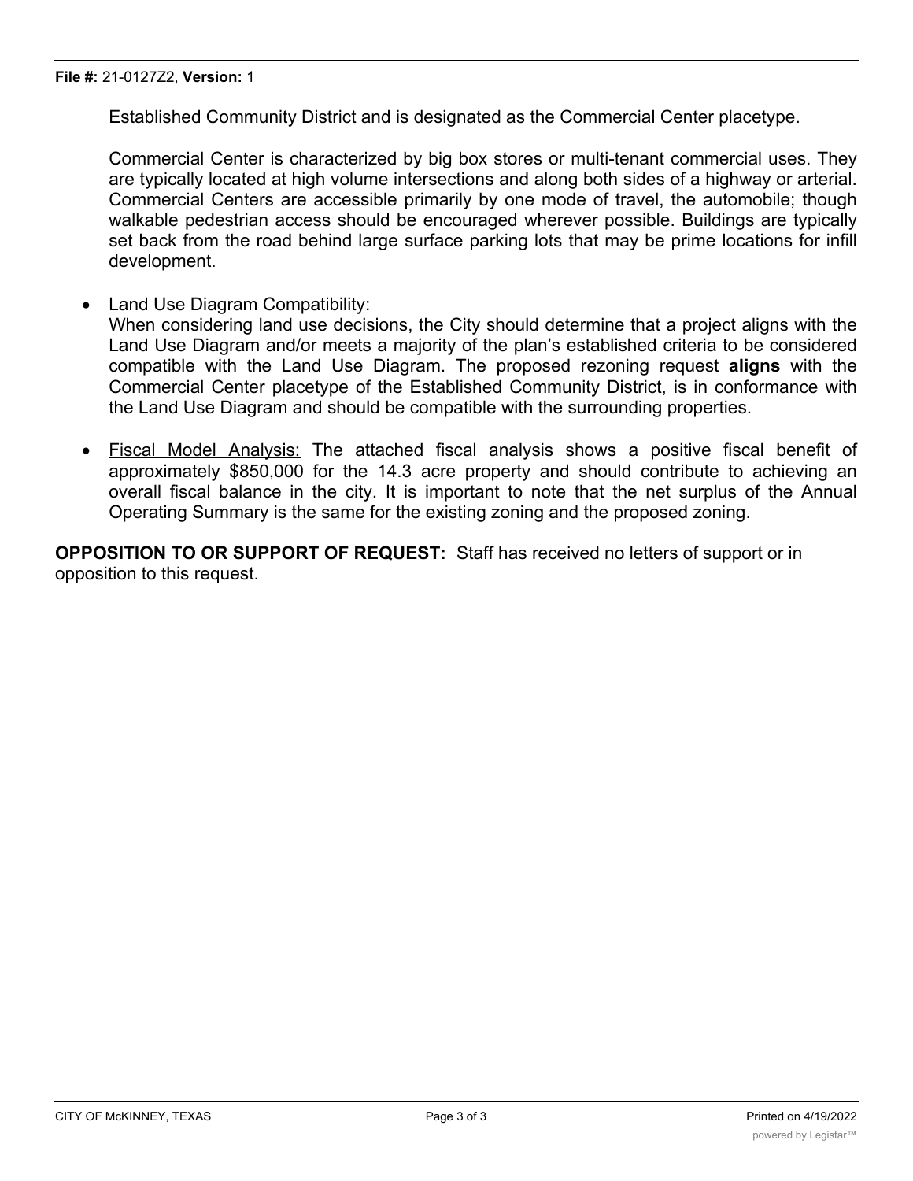Established Community District and is designated as the Commercial Center placetype.

Commercial Center is characterized by big box stores or multi-tenant commercial uses. They are typically located at high volume intersections and along both sides of a highway or arterial. Commercial Centers are accessible primarily by one mode of travel, the automobile; though walkable pedestrian access should be encouraged wherever possible. Buildings are typically set back from the road behind large surface parking lots that may be prime locations for infill development.

- Land Use Diagram Compatibility:
  When considering land use decisions, the City should determine that a project aligns with the Land Use Diagram and/or meets a majority of the plan's established criteria to be considered compatible with the Land Use Diagram. The proposed rezoning request **aligns** with the Commercial Center placetype of the Established Community District, is in conformance with the Land Use Diagram and should be compatible with the surrounding properties.

- Fiscal Model Analysis: The attached fiscal analysis shows a positive fiscal benefit of approximately $850,000 for the 14.3 acre property and should contribute to achieving an overall fiscal balance in the city. It is important to note that the net surplus of the Annual Operating Summary is the same for the existing zoning and the proposed zoning.

**OPPOSITION TO OR SUPPORT OF REQUEST:** Staff has received no letters of support or in opposition to this request.